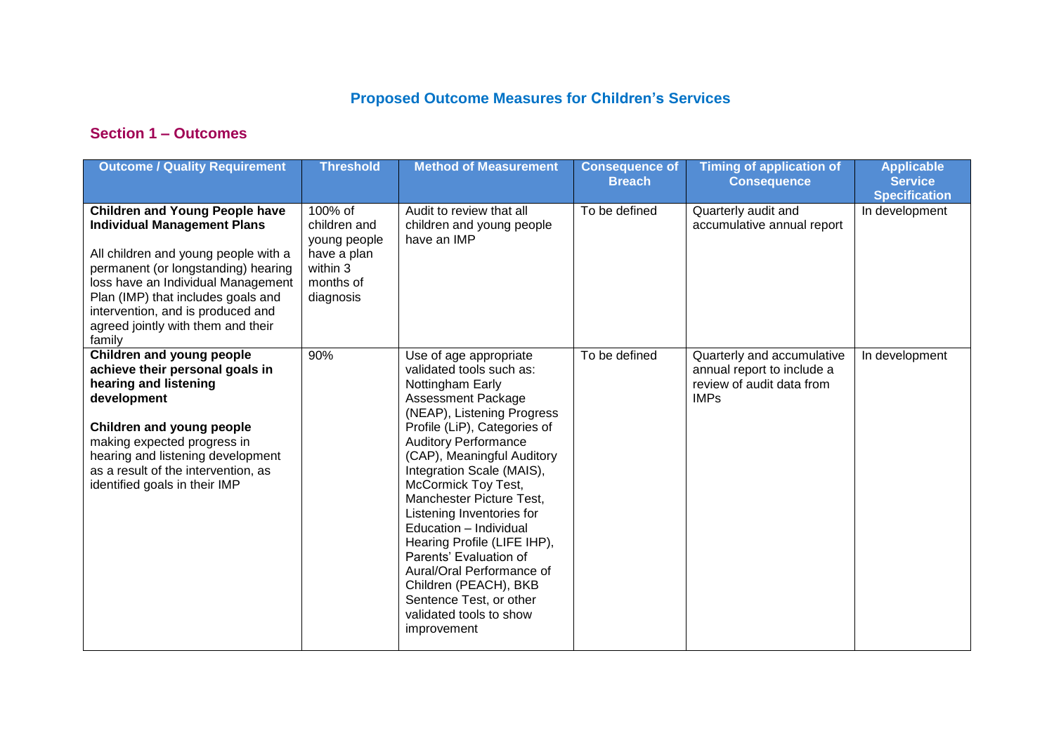# Proposed Outcome Measures for Children's Services

## Section 1 – Outcomes

| Outcome / Quality Requirement | Threshold | Method of Measurement | Consequence of Breach | Timing of application of Consequence | Applicable Service Specification |
|---|---|---|---|---|---|
| **Children and Young People have Individual Management Plans**<br><br>All children and young people with a permanent (or longstanding) hearing loss have an Individual Management Plan (IMP) that includes goals and intervention, and is produced and agreed jointly with them and their family | 100% of children and young people have a plan within 3 months of diagnosis | Audit to review that all children and young people have an IMP | To be defined | Quarterly audit and accumulative annual report | In development |
| **Children and young people achieve their personal goals in hearing and listening development**<br><br>**Children and young people** making expected progress in hearing and listening development as a result of the intervention, as identified goals in their IMP | 90% | Use of age appropriate validated tools such as: Nottingham Early Assessment Package (NEAP), Listening Progress Profile (LiP), Categories of Auditory Performance (CAP), Meaningful Auditory Integration Scale (MAIS), McCormick Toy Test, Manchester Picture Test, Listening Inventories for Education – Individual Hearing Profile (LIFE IHP), Parents' Evaluation of Aural/Oral Performance of Children (PEACH), BKB Sentence Test, or other validated tools to show improvement | To be defined | Quarterly and accumulative annual report to include a review of audit data from IMPs | In development |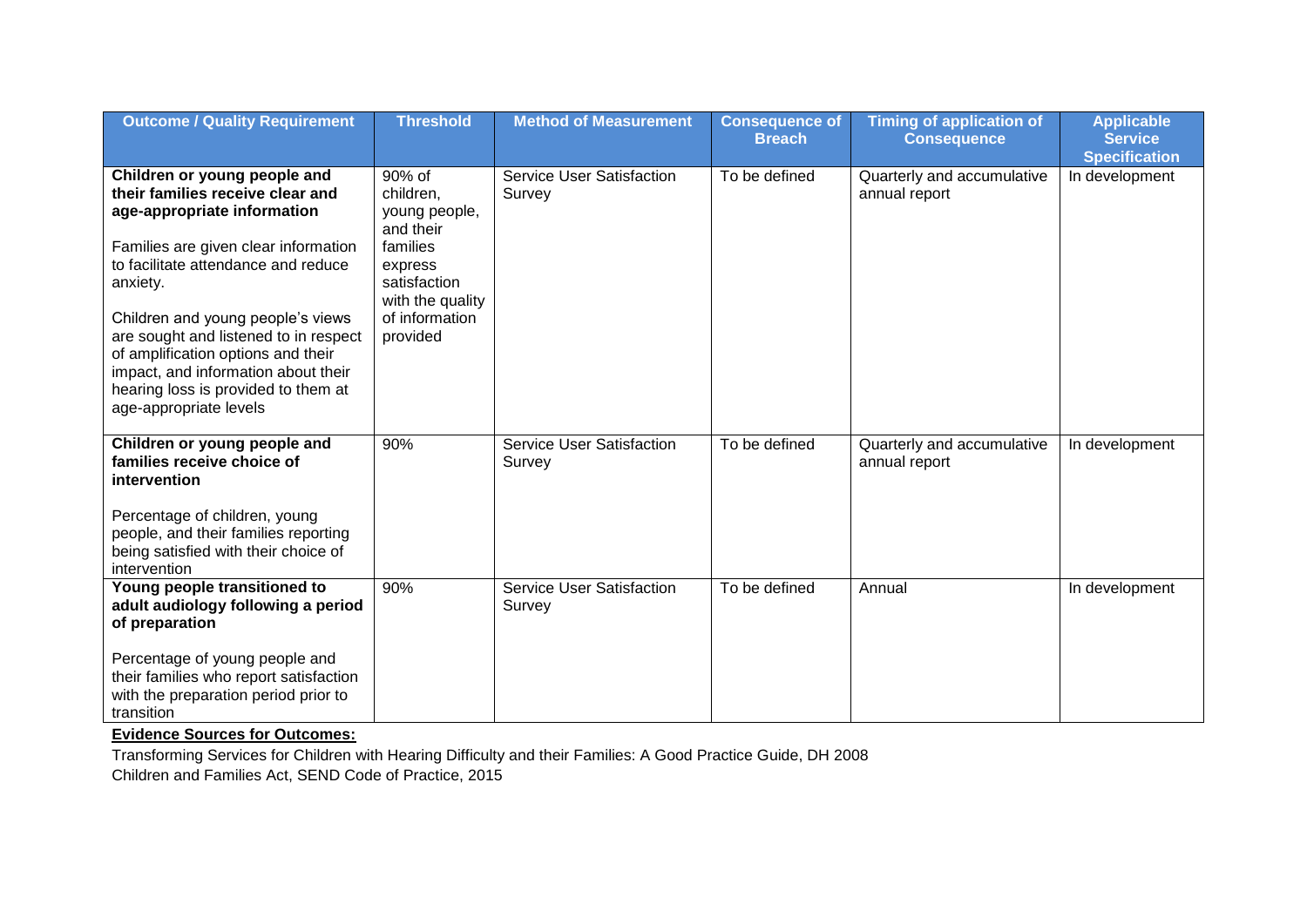| Outcome / Quality Requirement | Threshold | Method of Measurement | Consequence of Breach | Timing of application of Consequence | Applicable Service Specification |
|---|---|---|---|---|---|
| **Children or young people and their families receive clear and age-appropriate information**<br><br>Families are given clear information to facilitate attendance and reduce anxiety.<br><br>Children and young people's views are sought and listened to in respect of amplification options and their impact, and information about their hearing loss is provided to them at age-appropriate levels | 90% of children, young people, and their families express satisfaction with the quality of information provided | Service User Satisfaction Survey | To be defined | Quarterly and accumulative annual report | In development |
| **Children or young people and families receive choice of intervention**<br><br>Percentage of children, young people, and their families reporting being satisfied with their choice of intervention | 90% | Service User Satisfaction Survey | To be defined | Quarterly and accumulative annual report | In development |
| **Young people transitioned to adult audiology following a period of preparation**<br><br>Percentage of young people and their families who report satisfaction with the preparation period prior to transition | 90% | Service User Satisfaction Survey | To be defined | Annual | In development |

**Evidence Sources for Outcomes:**

Transforming Services for Children with Hearing Difficulty and their Families: A Good Practice Guide, DH 2008

Children and Families Act, SEND Code of Practice, 2015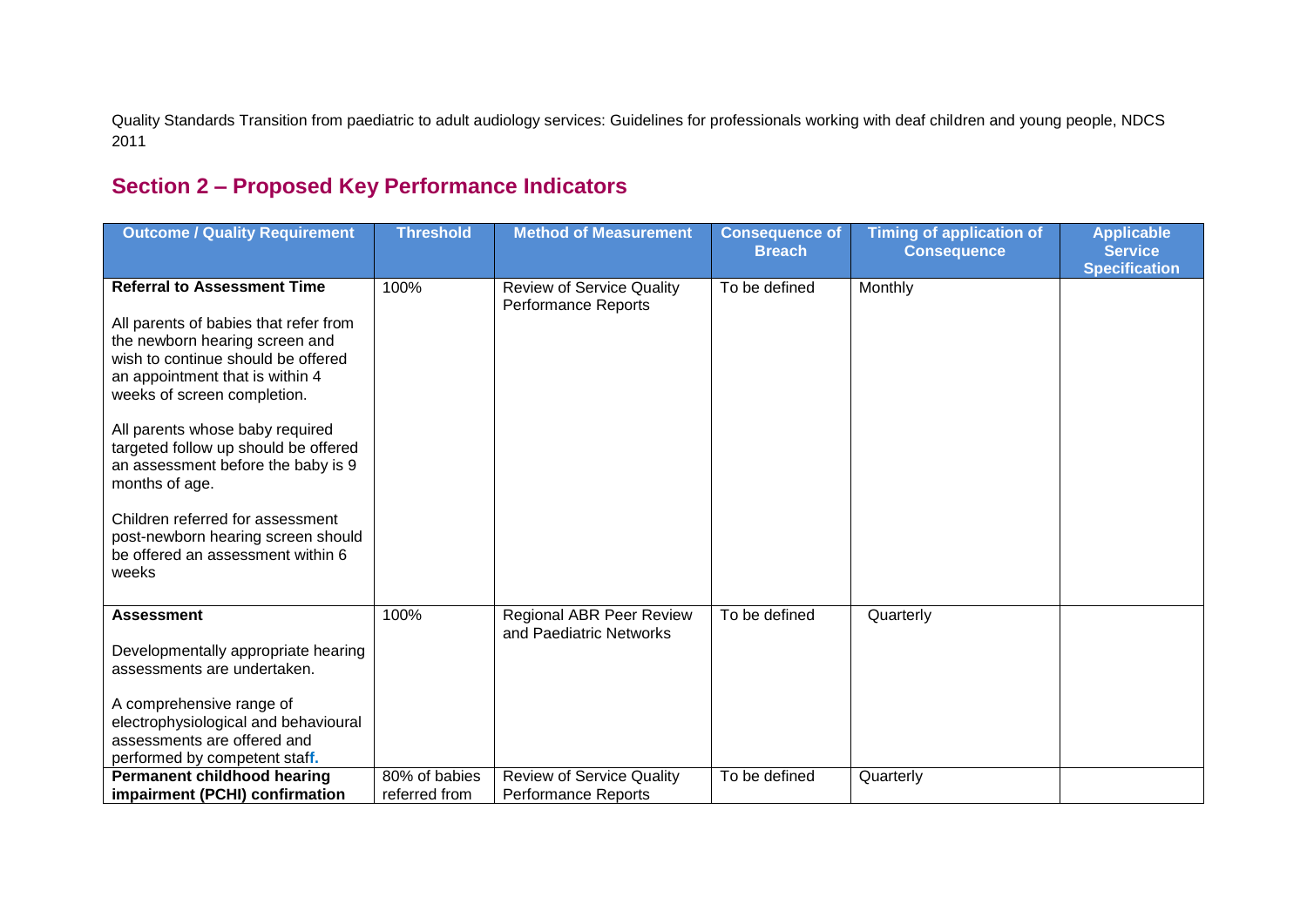Quality Standards Transition from paediatric to adult audiology services: Guidelines for professionals working with deaf children and young people, NDCS 2011

## Section 2 – Proposed Key Performance Indicators

| Outcome / Quality Requirement | Threshold | Method of Measurement | Consequence of Breach | Timing of application of Consequence | Applicable Service Specification |
|---|---|---|---|---|---|
| **Referral to Assessment Time**<br><br>All parents of babies that refer from the newborn hearing screen and wish to continue should be offered an appointment that is within 4 weeks of screen completion.<br><br>All parents whose baby required targeted follow up should be offered an assessment before the baby is 9 months of age.<br><br>Children referred for assessment post-newborn hearing screen should be offered an assessment within 6 weeks | 100% | Review of Service Quality Performance Reports | To be defined | Monthly | |
| **Assessment**<br><br>Developmentally appropriate hearing assessments are undertaken.<br><br>A comprehensive range of electrophysiological and behavioural assessments are offered and performed by competent staff. | 100% | Regional ABR Peer Review and Paediatric Networks | To be defined | Quarterly | |
| **Permanent childhood hearing impairment (PCHI) confirmation** | 80% of babies referred from | Review of Service Quality Performance Reports | To be defined | Quarterly | |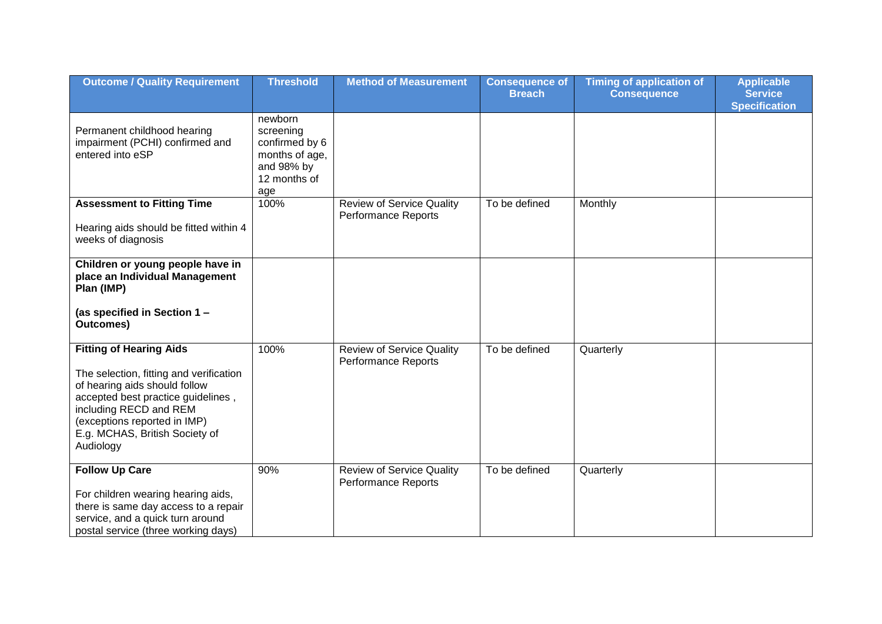| Outcome / Quality Requirement | Threshold | Method of Measurement | Consequence of Breach | Timing of application of Consequence | Applicable Service Specification |
|---|---|---|---|---|---|
| Permanent childhood hearing impairment (PCHI) confirmed and entered into eSP | newborn screening confirmed by 6 months of age, and 98% by 12 months of age | | | | |
| **Assessment to Fitting Time**<br><br>Hearing aids should be fitted within 4 weeks of diagnosis | 100% | Review of Service Quality Performance Reports | To be defined | Monthly | |
| **Children or young people have in place an Individual Management Plan (IMP)**<br><br>**(as specified in Section 1 – Outcomes)** | | | | | |
| **Fitting of Hearing Aids**<br><br>The selection, fitting and verification of hearing aids should follow accepted best practice guidelines , including RECD and REM (exceptions reported in IMP) E.g. MCHAS, British Society of Audiology | 100% | Review of Service Quality Performance Reports | To be defined | Quarterly | |
| **Follow Up Care**<br><br>For children wearing hearing aids, there is same day access to a repair service, and a quick turn around postal service (three working days) | 90% | Review of Service Quality Performance Reports | To be defined | Quarterly | |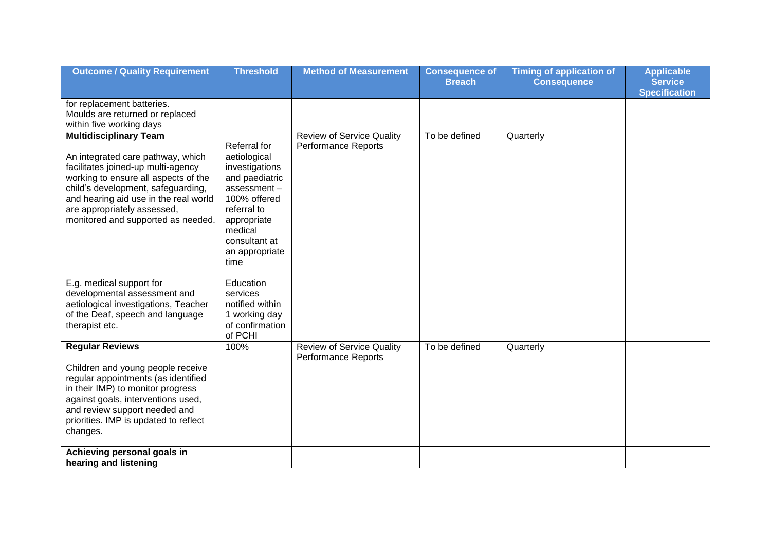| Outcome / Quality Requirement | Threshold | Method of Measurement | Consequence of Breach | Timing of application of Consequence | Applicable Service Specification |
|---|---|---|---|---|---|
| for replacement batteries.<br>Moulds are returned or replaced within five working days | | | | | |
| **Multidisciplinary Team**<br><br>An integrated care pathway, which facilitates joined-up multi-agency working to ensure all aspects of the child's development, safeguarding, and hearing aid use in the real world are appropriately assessed, monitored and supported as needed.<br><br>E.g. medical support for developmental assessment and aetiological investigations, Teacher of the Deaf, speech and language therapist etc. | Referral for aetiological investigations and paediatric assessment – 100% offered referral to appropriate medical consultant at an appropriate time<br><br>Education services notified within 1 working day of confirmation of PCHI | Review of Service Quality Performance Reports | To be defined | Quarterly | |
| **Regular Reviews**<br><br>Children and young people receive regular appointments (as identified in their IMP) to monitor progress against goals, interventions used, and review support needed and priorities. IMP is updated to reflect changes. | 100% | Review of Service Quality Performance Reports | To be defined | Quarterly | |
| **Achieving personal goals in hearing and listening** | | | | | |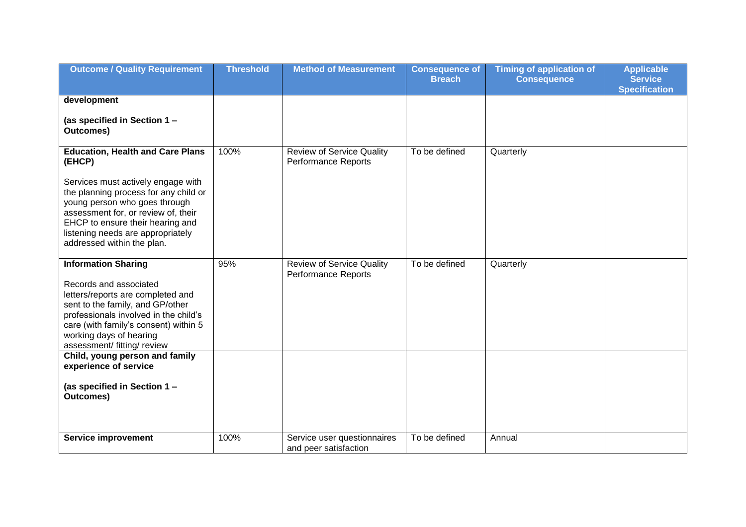| Outcome / Quality Requirement | Threshold | Method of Measurement | Consequence of Breach | Timing of application of Consequence | Applicable Service Specification |
|---|---|---|---|---|---|
| **development**<br><br>**(as specified in Section 1 – Outcomes)** | | | | | |
| **Education, Health and Care Plans (EHCP)**<br><br>Services must actively engage with the planning process for any child or young person who goes through assessment for, or review of, their EHCP to ensure their hearing and listening needs are appropriately addressed within the plan. | 100% | Review of Service Quality Performance Reports | To be defined | Quarterly | |
| **Information Sharing**<br><br>Records and associated letters/reports are completed and sent to the family, and GP/other professionals involved in the child's care (with family's consent) within 5 working days of hearing assessment/ fitting/ review | 95% | Review of Service Quality Performance Reports | To be defined | Quarterly | |
| **Child, young person and family experience of service**<br><br>**(as specified in Section 1 – Outcomes)** | | | | | |
| **Service improvement** | 100% | Service user questionnaires and peer satisfaction | To be defined | Annual | |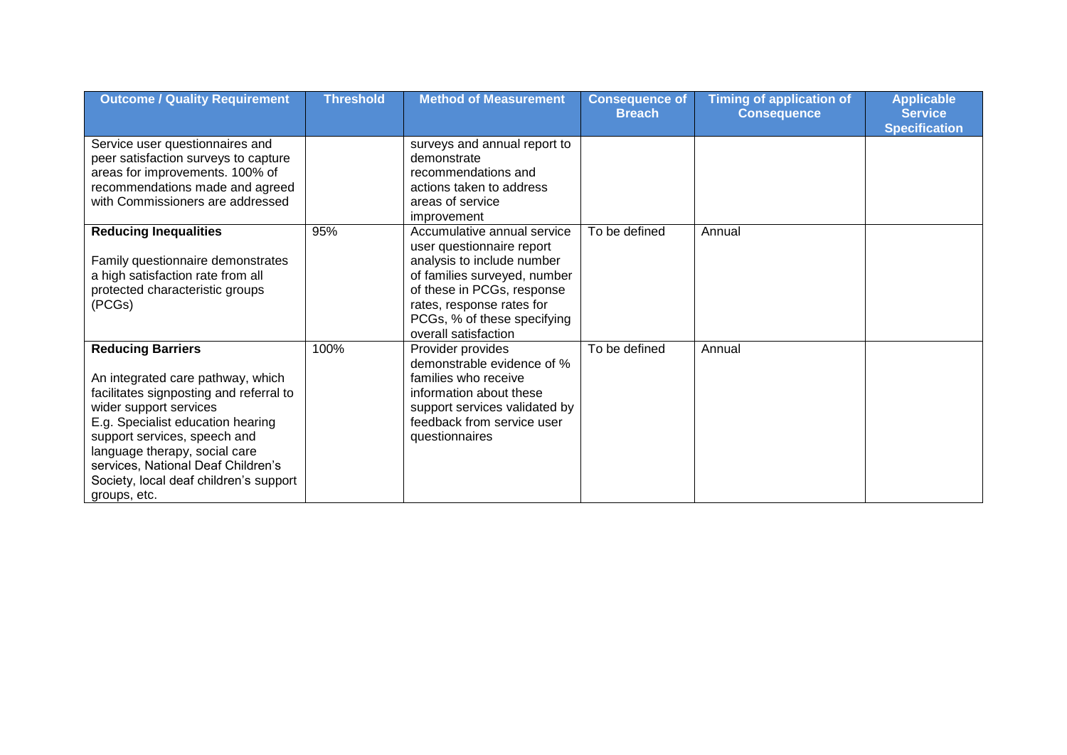| Outcome / Quality Requirement | Threshold | Method of Measurement | Consequence of Breach | Timing of application of Consequence | Applicable Service Specification |
|---|---|---|---|---|---|
| Service user questionnaires and peer satisfaction surveys to capture areas for improvements. 100% of recommendations made and agreed with Commissioners are addressed | | surveys and annual report to demonstrate recommendations and actions taken to address areas of service improvement | | | |
| **Reducing Inequalities**<br><br>Family questionnaire demonstrates a high satisfaction rate from all protected characteristic groups (PCGs) | 95% | Accumulative annual service user questionnaire report analysis to include number of families surveyed, number of these in PCGs, response rates, response rates for PCGs, % of these specifying overall satisfaction | To be defined | Annual | |
| **Reducing Barriers**<br><br>An integrated care pathway, which facilitates signposting and referral to wider support services<br>E.g. Specialist education hearing support services, speech and language therapy, social care services, National Deaf Children's Society, local deaf children's support groups, etc. | 100% | Provider provides demonstrable evidence of % families who receive information about these support services validated by feedback from service user questionnaires | To be defined | Annual | |